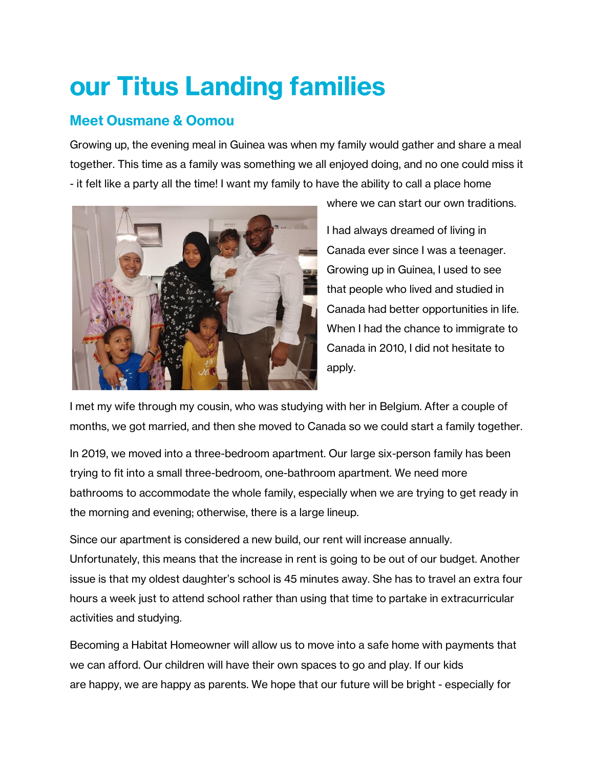# our Titus Landing families

## Meet Ousmane & Oomou

Growing up, the evening meal in Guinea was when my family would gather and share a meal together. This time as a family was something we all enjoyed doing, and no one could miss it - it felt like a party all the time! I want my family to have the ability to call a place home where we can start our own traditions.

I had always dreamed of living in Canada ever since I was a teenager. Growing up in Guinea, I used to see that people who lived and studied in Canada had better opportunities in life. When I had the chance to immigrate to Canada in 2010, I did not hesitate to apply.

I met my wife through my cousin, who was studying with her in Belgium. After a couple of months, we got married, and then she moved to Canada so we could start a family together.

In 2019, we moved into a three-bedroom apartment. Our large six-person family has been trying to fit into a small three-bedroom, one-bathroom apartment. We need more bathrooms to accommodate the whole family, especially when we are trying to get ready in the morning and evening; otherwise, there is a large lineup.

Since our apartment is considered a new build, our rent will increase annually. Unfortunately, this means that the increase in rent is going to be out of our budget. Another issue is that my oldest daughter's school is 45 minutes away. She has to travel an extra four hours a week just to attend school rather than using that time to partake in extracurricular activities and studying.

Becoming a Habitat Homeowner will allow us to move into a safe home with payments that we can afford. Our children will have their own spaces to go and play. If our kids are happy, we are happy as parents. We hope that our future will be bright - especially for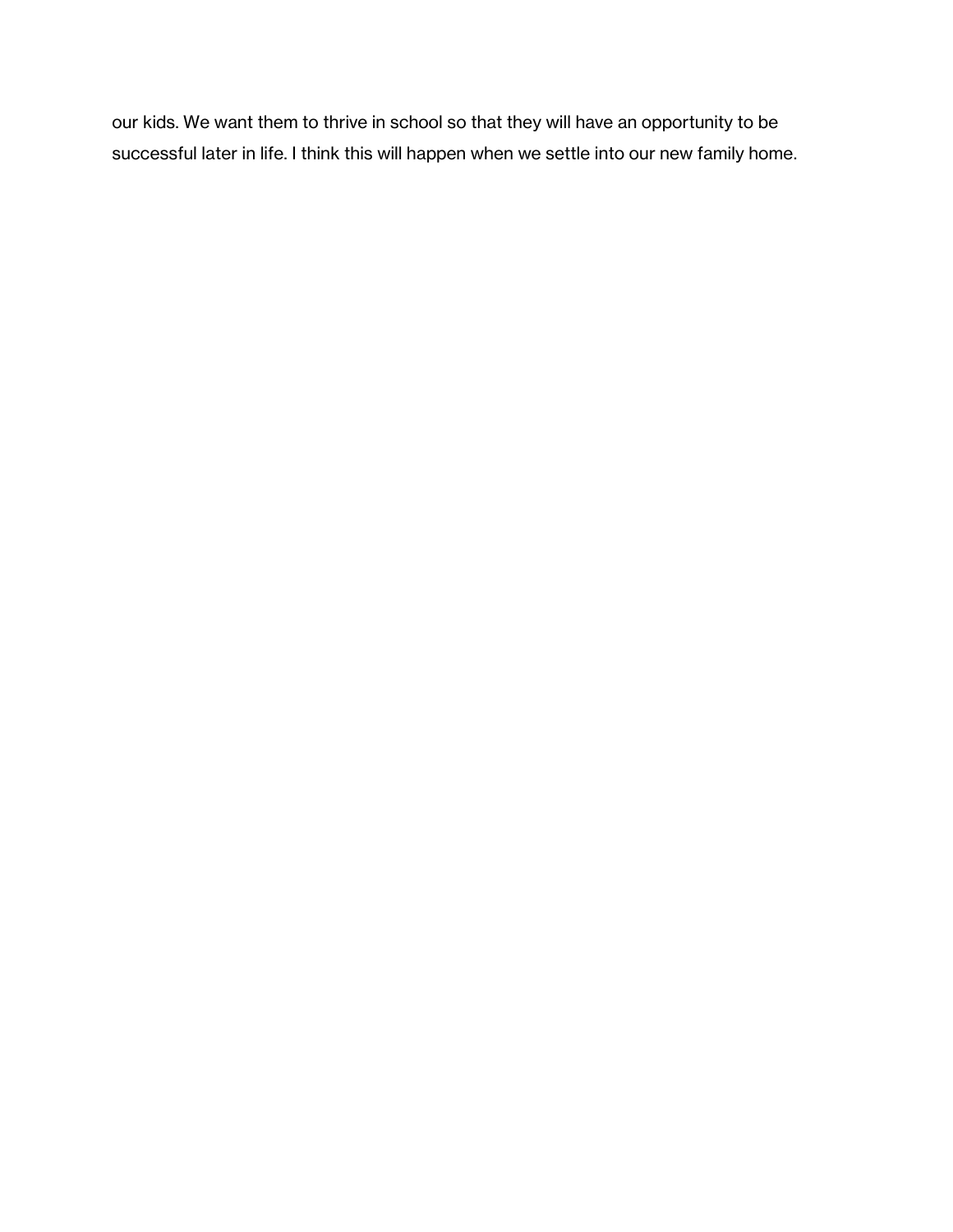our kids. We want them to thrive in school so that they will have an opportunity to be successful later in life. I think this will happen when we settle into our new family home.